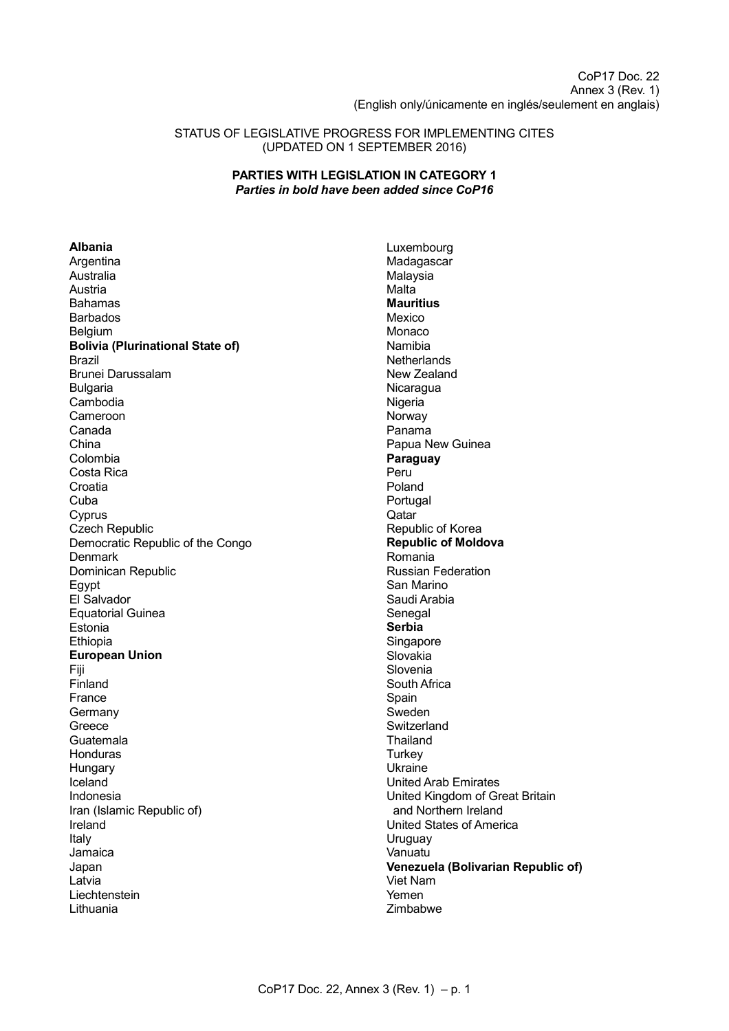CoP17 Doc. 22
Annex 3 (Rev. 1)
(English only/únicamente en inglés/seulement en anglais)

STATUS OF LEGISLATIVE PROGRESS FOR IMPLEMENTING CITES
(UPDATED ON 1 SEPTEMBER 2016)

**PARTIES WITH LEGISLATION IN CATEGORY 1**
***Parties in bold have been added since CoP16***

**Albania**
Argentina
Australia
Austria
Bahamas
Barbados
Belgium
**Bolivia (Plurinational State of)**
Brazil
Brunei Darussalam
Bulgaria
Cambodia
Cameroon
Canada
China
Colombia
Costa Rica
Croatia
Cuba
Cyprus
Czech Republic
Democratic Republic of the Congo
Denmark
Dominican Republic
Egypt
El Salvador
Equatorial Guinea
Estonia
Ethiopia
**European Union**
Fiji
Finland
France
Germany
Greece
Guatemala
Honduras
Hungary
Iceland
Indonesia
Iran (Islamic Republic of)
Ireland
Italy
Jamaica
Japan
Latvia
Liechtenstein
Lithuania
Luxembourg
Madagascar
Malaysia
Malta
**Mauritius**
Mexico
Monaco
Namibia
Netherlands
New Zealand
Nicaragua
Nigeria
Norway
Panama
Papua New Guinea
**Paraguay**
Peru
Poland
Portugal
Qatar
Republic of Korea
**Republic of Moldova**
Romania
Russian Federation
San Marino
Saudi Arabia
Senegal
**Serbia**
Singapore
Slovakia
Slovenia
South Africa
Spain
Sweden
Switzerland
Thailand
Turkey
Ukraine
United Arab Emirates
United Kingdom of Great Britain and Northern Ireland
United States of America
Uruguay
Vanuatu
**Venezuela (Bolivarian Republic of)**
Viet Nam
Yemen
Zimbabwe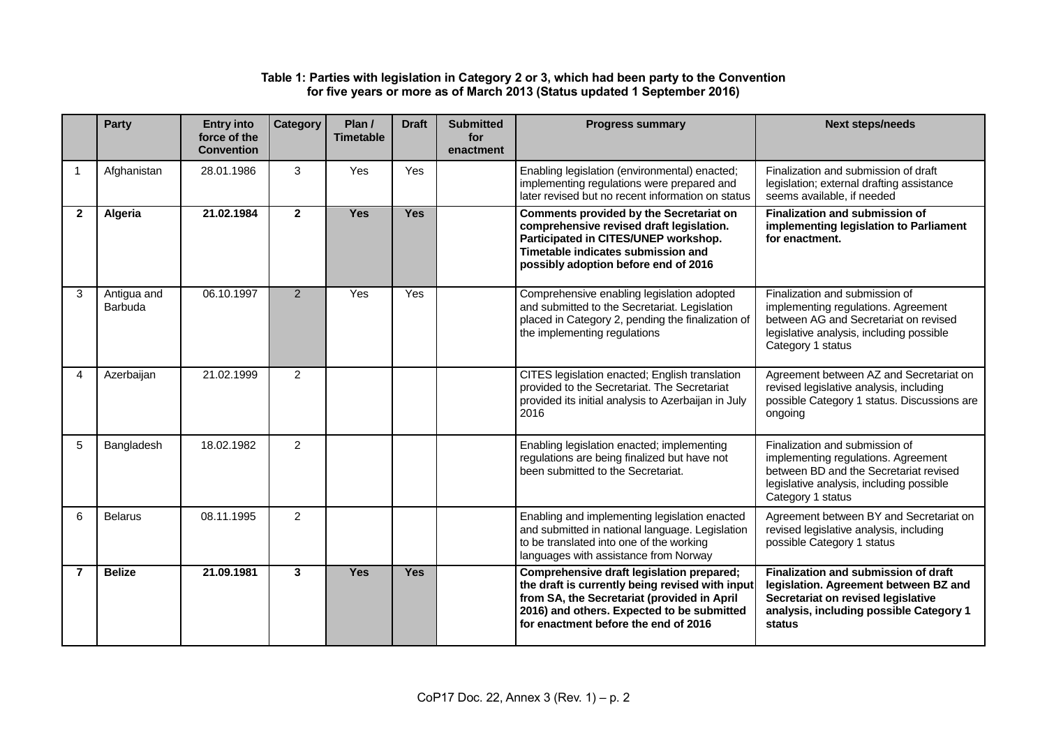**Table 1: Parties with legislation in Category 2 or 3, which had been party to the Convention for five years or more as of March 2013 (Status updated 1 September 2016)**

| | Party | Entry into force of the Convention | Category | Plan / Timetable | Draft | Submitted for enactment | Progress summary | Next steps/needs |
|---|---|---|---|---|---|---|---|---|
| 1 | Afghanistan | 28.01.1986 | 3 | Yes | Yes | | Enabling legislation (environmental) enacted; implementing regulations were prepared and later revised but no recent information on status | Finalization and submission of draft legislation; external drafting assistance seems available, if needed |
| **2** | **Algeria** | **21.02.1984** | **2** | **Yes** | **Yes** | | **Comments provided by the Secretariat on comprehensive revised draft legislation. Participated in CITES/UNEP workshop. Timetable indicates submission and possibly adoption before end of 2016** | **Finalization and submission of implementing legislation to Parliament for enactment.** |
| 3 | Antigua and Barbuda | 06.10.1997 | 2 | Yes | Yes | | Comprehensive enabling legislation adopted and submitted to the Secretariat. Legislation placed in Category 2, pending the finalization of the implementing regulations | Finalization and submission of implementing regulations. Agreement between AG and Secretariat on revised legislative analysis, including possible Category 1 status |
| 4 | Azerbaijan | 21.02.1999 | 2 | | | | CITES legislation enacted; English translation provided to the Secretariat. The Secretariat provided its initial analysis to Azerbaijan in July 2016 | Agreement between AZ and Secretariat on revised legislative analysis, including possible Category 1 status. Discussions are ongoing |
| 5 | Bangladesh | 18.02.1982 | 2 | | | | Enabling legislation enacted; implementing regulations are being finalized but have not been submitted to the Secretariat. | Finalization and submission of implementing regulations. Agreement between BD and the Secretariat revised legislative analysis, including possible Category 1 status |
| 6 | Belarus | 08.11.1995 | 2 | | | | Enabling and implementing legislation enacted and submitted in national language. Legislation to be translated into one of the working languages with assistance from Norway | Agreement between BY and Secretariat on revised legislative analysis, including possible Category 1 status |
| **7** | **Belize** | **21.09.1981** | **3** | **Yes** | **Yes** | | **Comprehensive draft legislation prepared; the draft is currently being revised with input from SA, the Secretariat (provided in April 2016) and others. Expected to be submitted for enactment before the end of 2016** | **Finalization and submission of draft legislation. Agreement between BZ and Secretariat on revised legislative analysis, including possible Category 1 status** |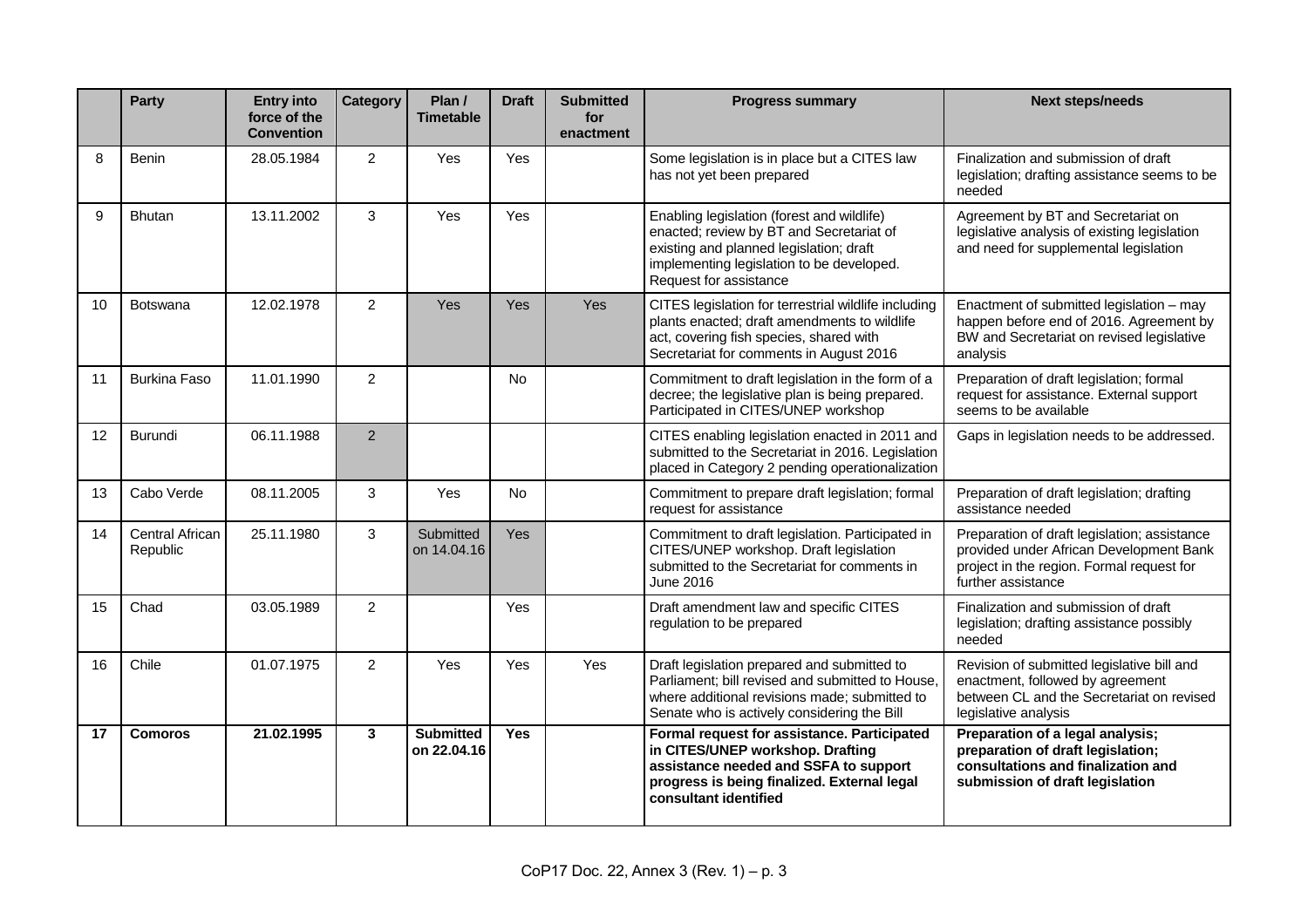| | Party | Entry into force of the Convention | Category | Plan / Timetable | Draft | Submitted for enactment | Progress summary | Next steps/needs |
|---|---|---|---|---|---|---|---|---|
| 8 | Benin | 28.05.1984 | 2 | Yes | Yes | | Some legislation is in place but a CITES law has not yet been prepared | Finalization and submission of draft legislation; drafting assistance seems to be needed |
| 9 | Bhutan | 13.11.2002 | 3 | Yes | Yes | | Enabling legislation (forest and wildlife) enacted; review by BT and Secretariat of existing and planned legislation; draft implementing legislation to be developed. Request for assistance | Agreement by BT and Secretariat on legislative analysis of existing legislation and need for supplemental legislation |
| 10 | Botswana | 12.02.1978 | 2 | Yes | Yes | Yes | CITES legislation for terrestrial wildlife including plants enacted; draft amendments to wildlife act, covering fish species, shared with Secretariat for comments in August 2016 | Enactment of submitted legislation – may happen before end of 2016. Agreement by BW and Secretariat on revised legislative analysis |
| 11 | Burkina Faso | 11.01.1990 | 2 | | No | | Commitment to draft legislation in the form of a decree; the legislative plan is being prepared. Participated in CITES/UNEP workshop | Preparation of draft legislation; formal request for assistance. External support seems to be available |
| 12 | Burundi | 06.11.1988 | 2 | | | | CITES enabling legislation enacted in 2011 and submitted to the Secretariat in 2016. Legislation placed in Category 2 pending operationalization | Gaps in legislation needs to be addressed. |
| 13 | Cabo Verde | 08.11.2005 | 3 | Yes | No | | Commitment to prepare draft legislation; formal request for assistance | Preparation of draft legislation; drafting assistance needed |
| 14 | Central African Republic | 25.11.1980 | 3 | Submitted on 14.04.16 | Yes | | Commitment to draft legislation. Participated in CITES/UNEP workshop. Draft legislation submitted to the Secretariat for comments in June 2016 | Preparation of draft legislation; assistance provided under African Development Bank project in the region. Formal request for further assistance |
| 15 | Chad | 03.05.1989 | 2 | | Yes | | Draft amendment law and specific CITES regulation to be prepared | Finalization and submission of draft legislation; drafting assistance possibly needed |
| 16 | Chile | 01.07.1975 | 2 | Yes | Yes | Yes | Draft legislation prepared and submitted to Parliament; bill revised and submitted to House, where additional revisions made; submitted to Senate who is actively considering the Bill | Revision of submitted legislative bill and enactment, followed by agreement between CL and the Secretariat on revised legislative analysis |
| **17** | **Comoros** | **21.02.1995** | **3** | **Submitted on 22.04.16** | **Yes** | | **Formal request for assistance. Participated in CITES/UNEP workshop. Drafting assistance needed and SSFA to support progress is being finalized. External legal consultant identified** | **Preparation of a legal analysis; preparation of draft legislation; consultations and finalization and submission of draft legislation** |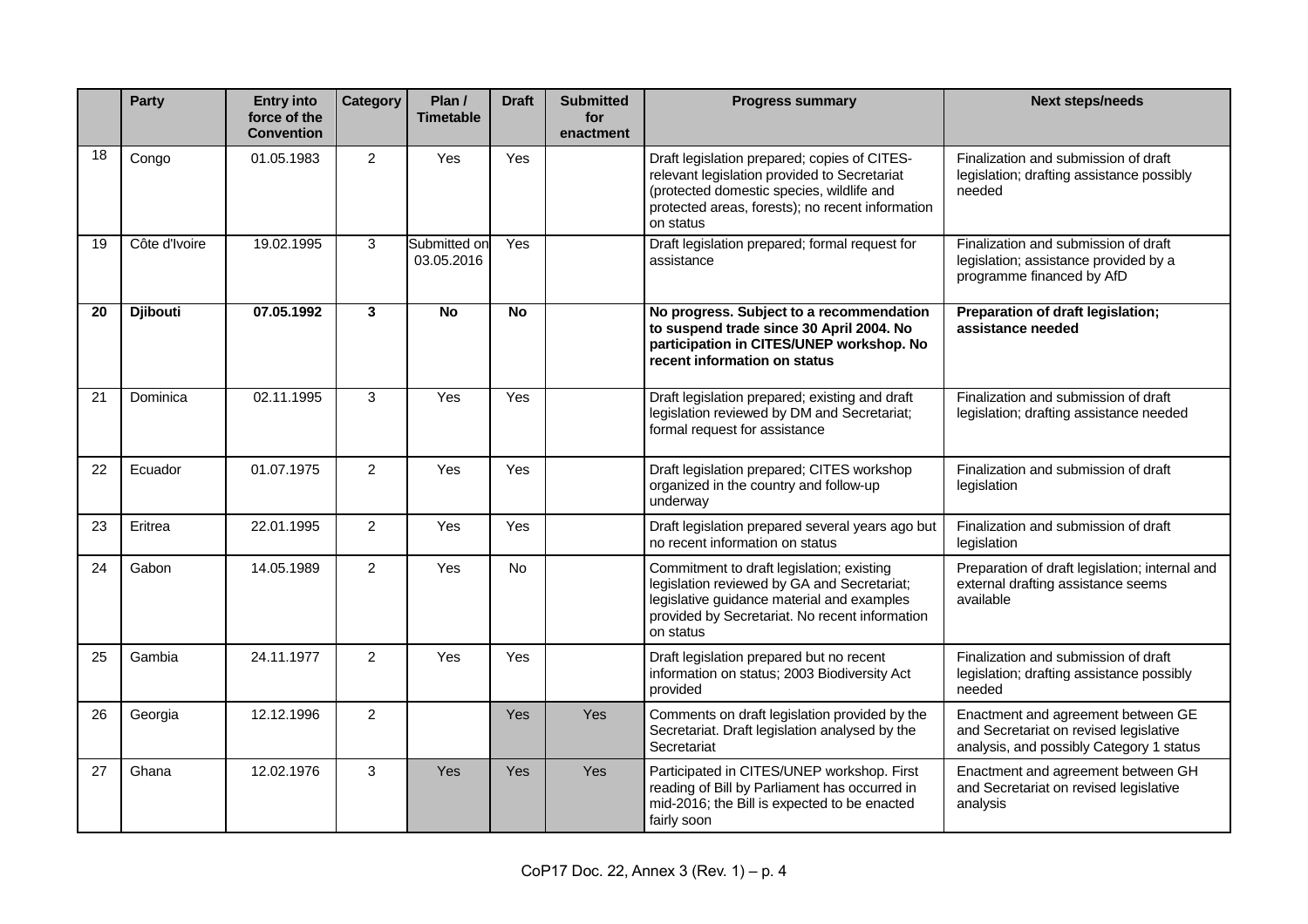| | Party | Entry into force of the Convention | Category | Plan / Timetable | Draft | Submitted for enactment | Progress summary | Next steps/needs |
|---|---|---|---|---|---|---|---|---|
| 18 | Congo | 01.05.1983 | 2 | Yes | Yes | | Draft legislation prepared; copies of CITES-relevant legislation provided to Secretariat (protected domestic species, wildlife and protected areas, forests); no recent information on status | Finalization and submission of draft legislation; drafting assistance possibly needed |
| 19 | Côte d'Ivoire | 19.02.1995 | 3 | Submitted on 03.05.2016 | Yes | | Draft legislation prepared; formal request for assistance | Finalization and submission of draft legislation; assistance provided by a programme financed by AfD |
| **20** | **Djibouti** | **07.05.1992** | **3** | **No** | **No** | | **No progress. Subject to a recommendation to suspend trade since 30 April 2004. No participation in CITES/UNEP workshop. No recent information on status** | **Preparation of draft legislation; assistance needed** |
| 21 | Dominica | 02.11.1995 | 3 | Yes | Yes | | Draft legislation prepared; existing and draft legislation reviewed by DM and Secretariat; formal request for assistance | Finalization and submission of draft legislation; drafting assistance needed |
| 22 | Ecuador | 01.07.1975 | 2 | Yes | Yes | | Draft legislation prepared; CITES workshop organized in the country and follow-up underway | Finalization and submission of draft legislation |
| 23 | Eritrea | 22.01.1995 | 2 | Yes | Yes | | Draft legislation prepared several years ago but no recent information on status | Finalization and submission of draft legislation |
| 24 | Gabon | 14.05.1989 | 2 | Yes | No | | Commitment to draft legislation; existing legislation reviewed by GA and Secretariat; legislative guidance material and examples provided by Secretariat. No recent information on status | Preparation of draft legislation; internal and external drafting assistance seems available |
| 25 | Gambia | 24.11.1977 | 2 | Yes | Yes | | Draft legislation prepared but no recent information on status; 2003 Biodiversity Act provided | Finalization and submission of draft legislation; drafting assistance possibly needed |
| 26 | Georgia | 12.12.1996 | 2 | | Yes | Yes | Comments on draft legislation provided by the Secretariat. Draft legislation analysed by the Secretariat | Enactment and agreement between GE and Secretariat on revised legislative analysis, and possibly Category 1 status |
| 27 | Ghana | 12.02.1976 | 3 | Yes | Yes | Yes | Participated in CITES/UNEP workshop. First reading of Bill by Parliament has occurred in mid-2016; the Bill is expected to be enacted fairly soon | Enactment and agreement between GH and Secretariat on revised legislative analysis |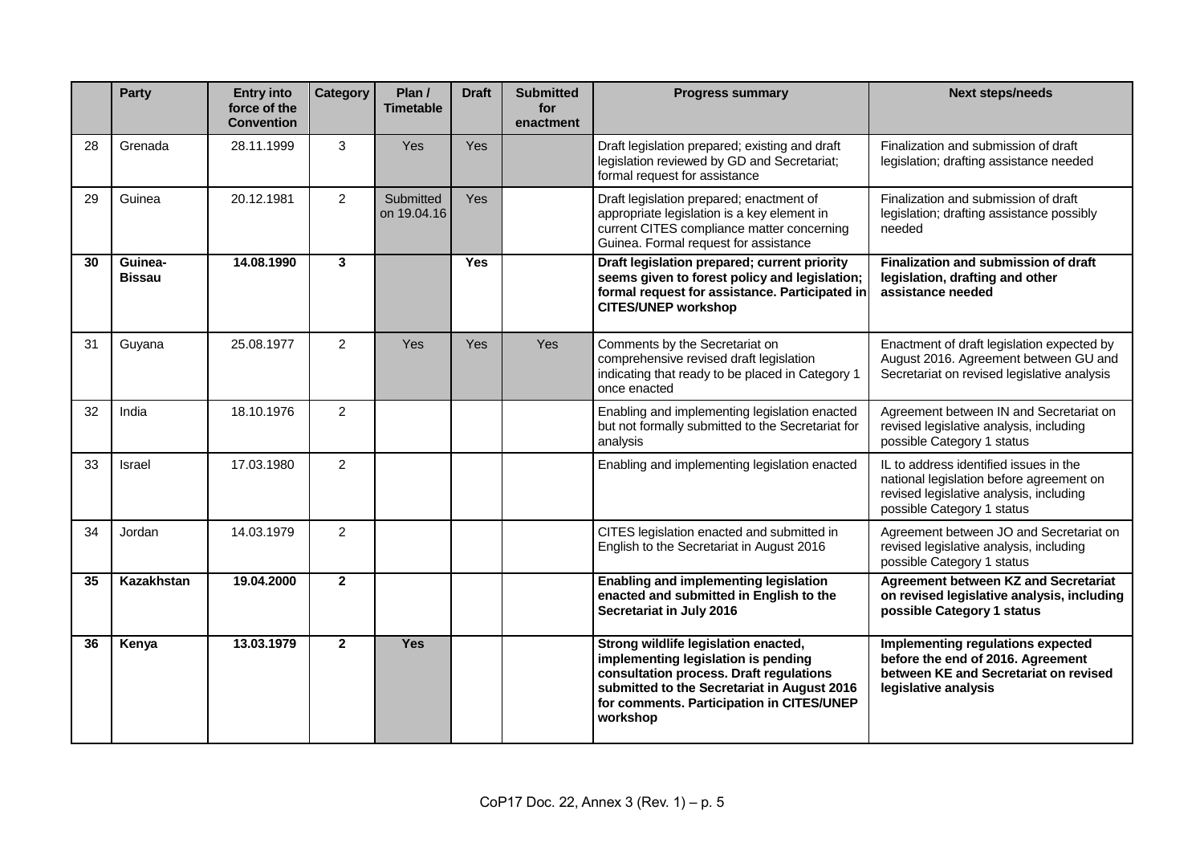| | Party | Entry into force of the Convention | Category | Plan / Timetable | Draft | Submitted for enactment | Progress summary | Next steps/needs |
|---|---|---|---|---|---|---|---|---|
| 28 | Grenada | 28.11.1999 | 3 | Yes | Yes | | Draft legislation prepared; existing and draft legislation reviewed by GD and Secretariat; formal request for assistance | Finalization and submission of draft legislation; drafting assistance needed |
| 29 | Guinea | 20.12.1981 | 2 | Submitted on 19.04.16 | Yes | | Draft legislation prepared; enactment of appropriate legislation is a key element in current CITES compliance matter concerning Guinea. Formal request for assistance | Finalization and submission of draft legislation; drafting assistance possibly needed |
| **30** | **Guinea-Bissau** | **14.08.1990** | **3** | | **Yes** | | **Draft legislation prepared; current priority seems given to forest policy and legislation; formal request for assistance. Participated in CITES/UNEP workshop** | **Finalization and submission of draft legislation, drafting and other assistance needed** |
| 31 | Guyana | 25.08.1977 | 2 | Yes | Yes | Yes | Comments by the Secretariat on comprehensive revised draft legislation indicating that ready to be placed in Category 1 once enacted | Enactment of draft legislation expected by August 2016. Agreement between GU and Secretariat on revised legislative analysis |
| 32 | India | 18.10.1976 | 2 | | | | Enabling and implementing legislation enacted but not formally submitted to the Secretariat for analysis | Agreement between IN and Secretariat on revised legislative analysis, including possible Category 1 status |
| 33 | Israel | 17.03.1980 | 2 | | | | Enabling and implementing legislation enacted | IL to address identified issues in the national legislation before agreement on revised legislative analysis, including possible Category 1 status |
| 34 | Jordan | 14.03.1979 | 2 | | | | CITES legislation enacted and submitted in English to the Secretariat in August 2016 | Agreement between JO and Secretariat on revised legislative analysis, including possible Category 1 status |
| **35** | **Kazakhstan** | **19.04.2000** | **2** | | | | **Enabling and implementing legislation enacted and submitted in English to the Secretariat in July 2016** | **Agreement between KZ and Secretariat on revised legislative analysis, including possible Category 1 status** |
| **36** | **Kenya** | **13.03.1979** | **2** | **Yes** | | | **Strong wildlife legislation enacted, implementing legislation is pending consultation process. Draft regulations submitted to the Secretariat in August 2016 for comments. Participation in CITES/UNEP workshop** | **Implementing regulations expected before the end of 2016. Agreement between KE and Secretariat on revised legislative analysis** |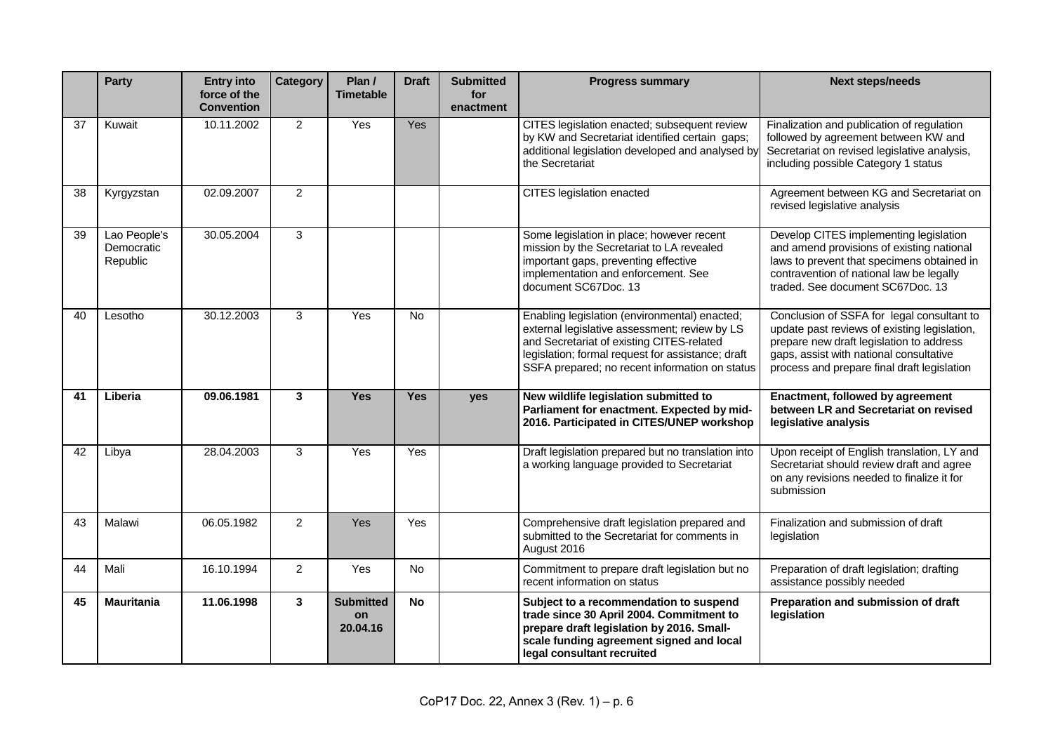| | Party | Entry into force of the Convention | Category | Plan / Timetable | Draft | Submitted for enactment | Progress summary | Next steps/needs |
|---|---|---|---|---|---|---|---|---|
| 37 | Kuwait | 10.11.2002 | 2 | Yes | Yes | | CITES legislation enacted; subsequent review by KW and Secretariat identified certain gaps; additional legislation developed and analysed by the Secretariat | Finalization and publication of regulation followed by agreement between KW and Secretariat on revised legislative analysis, including possible Category 1 status |
| 38 | Kyrgyzstan | 02.09.2007 | 2 | | | | CITES legislation enacted | Agreement between KG and Secretariat on revised legislative analysis |
| 39 | Lao People's Democratic Republic | 30.05.2004 | 3 | | | | Some legislation in place; however recent mission by the Secretariat to LA revealed important gaps, preventing effective implementation and enforcement. See document SC67Doc. 13 | Develop CITES implementing legislation and amend provisions of existing national laws to prevent that specimens obtained in contravention of national law be legally traded. See document SC67Doc. 13 |
| 40 | Lesotho | 30.12.2003 | 3 | Yes | No | | Enabling legislation (environmental) enacted; external legislative assessment; review by LS and Secretariat of existing CITES-related legislation; formal request for assistance; draft SSFA prepared; no recent information on status | Conclusion of SSFA for legal consultant to update past reviews of existing legislation, prepare new draft legislation to address gaps, assist with national consultative process and prepare final draft legislation |
| **41** | **Liberia** | **09.06.1981** | **3** | **Yes** | **Yes** | **yes** | **New wildlife legislation submitted to Parliament for enactment. Expected by mid-2016. Participated in CITES/UNEP workshop** | **Enactment, followed by agreement between LR and Secretariat on revised legislative analysis** |
| 42 | Libya | 28.04.2003 | 3 | Yes | Yes | | Draft legislation prepared but no translation into a working language provided to Secretariat | Upon receipt of English translation, LY and Secretariat should review draft and agree on any revisions needed to finalize it for submission |
| 43 | Malawi | 06.05.1982 | 2 | Yes | Yes | | Comprehensive draft legislation prepared and submitted to the Secretariat for comments in August 2016 | Finalization and submission of draft legislation |
| 44 | Mali | 16.10.1994 | 2 | Yes | No | | Commitment to prepare draft legislation but no recent information on status | Preparation of draft legislation; drafting assistance possibly needed |
| **45** | **Mauritania** | **11.06.1998** | **3** | **Submitted on 20.04.16** | **No** | | **Subject to a recommendation to suspend trade since 30 April 2004. Commitment to prepare draft legislation by 2016. Small-scale funding agreement signed and local legal consultant recruited** | **Preparation and submission of draft legislation** |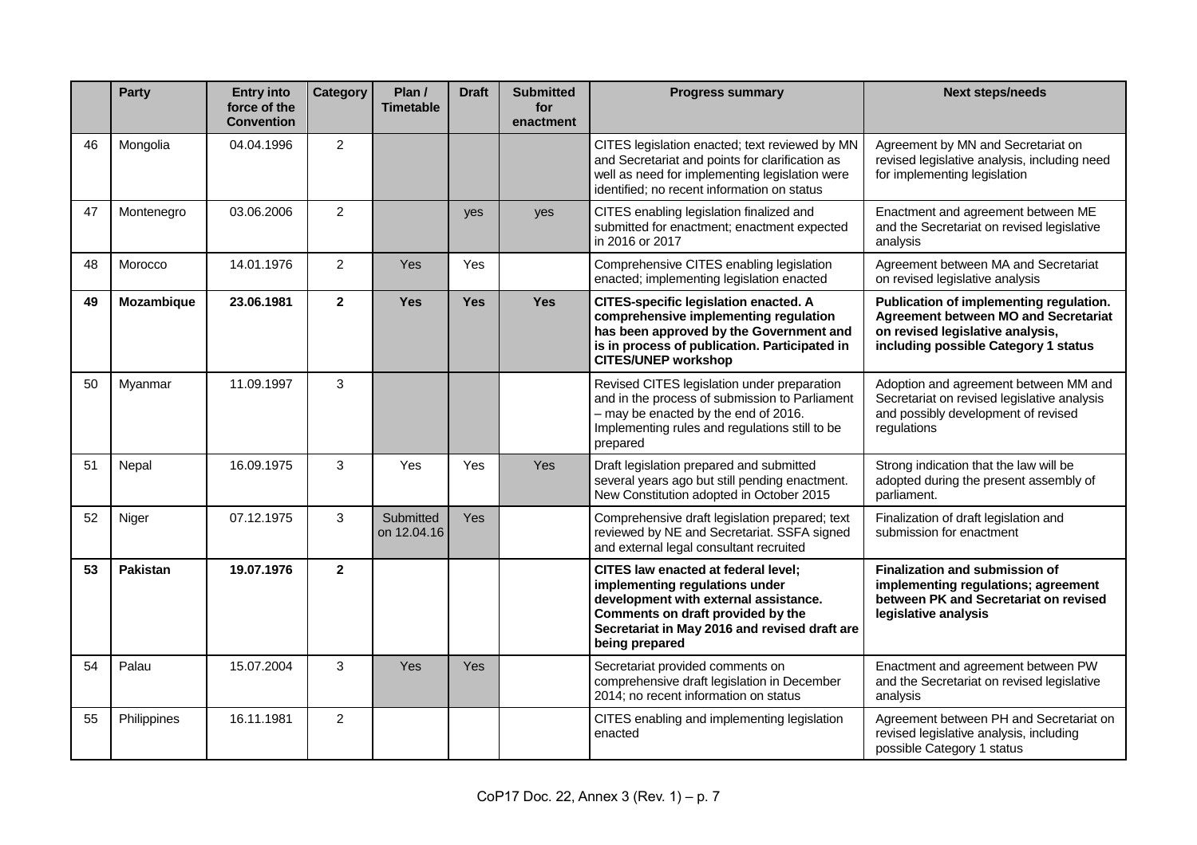| | Party | Entry into force of the Convention | Category | Plan / Timetable | Draft | Submitted for enactment | Progress summary | Next steps/needs |
|---|---|---|---|---|---|---|---|---|
| 46 | Mongolia | 04.04.1996 | 2 | | | | CITES legislation enacted; text reviewed by MN and Secretariat and points for clarification as well as need for implementing legislation were identified; no recent information on status | Agreement by MN and Secretariat on revised legislative analysis, including need for implementing legislation |
| 47 | Montenegro | 03.06.2006 | 2 | | yes | yes | CITES enabling legislation finalized and submitted for enactment; enactment expected in 2016 or 2017 | Enactment and agreement between ME and the Secretariat on revised legislative analysis |
| 48 | Morocco | 14.01.1976 | 2 | Yes | Yes | | Comprehensive CITES enabling legislation enacted; implementing legislation enacted | Agreement between MA and Secretariat on revised legislative analysis |
| **49** | **Mozambique** | **23.06.1981** | **2** | **Yes** | **Yes** | **Yes** | **CITES-specific legislation enacted. A comprehensive implementing regulation has been approved by the Government and is in process of publication. Participated in CITES/UNEP workshop** | **Publication of implementing regulation. Agreement between MO and Secretariat on revised legislative analysis, including possible Category 1 status** |
| 50 | Myanmar | 11.09.1997 | 3 | | | | Revised CITES legislation under preparation and in the process of submission to Parliament – may be enacted by the end of 2016. Implementing rules and regulations still to be prepared | Adoption and agreement between MM and Secretariat on revised legislative analysis and possibly development of revised regulations |
| 51 | Nepal | 16.09.1975 | 3 | Yes | Yes | Yes | Draft legislation prepared and submitted several years ago but still pending enactment. New Constitution adopted in October 2015 | Strong indication that the law will be adopted during the present assembly of parliament. |
| 52 | Niger | 07.12.1975 | 3 | Submitted on 12.04.16 | Yes | | Comprehensive draft legislation prepared; text reviewed by NE and Secretariat. SSFA signed and external legal consultant recruited | Finalization of draft legislation and submission for enactment |
| **53** | **Pakistan** | **19.07.1976** | **2** | | | | **CITES law enacted at federal level; implementing regulations under development with external assistance. Comments on draft provided by the Secretariat in May 2016 and revised draft are being prepared** | **Finalization and submission of implementing regulations; agreement between PK and Secretariat on revised legislative analysis** |
| 54 | Palau | 15.07.2004 | 3 | Yes | Yes | | Secretariat provided comments on comprehensive draft legislation in December 2014; no recent information on status | Enactment and agreement between PW and the Secretariat on revised legislative analysis |
| 55 | Philippines | 16.11.1981 | 2 | | | | CITES enabling and implementing legislation enacted | Agreement between PH and Secretariat on revised legislative analysis, including possible Category 1 status |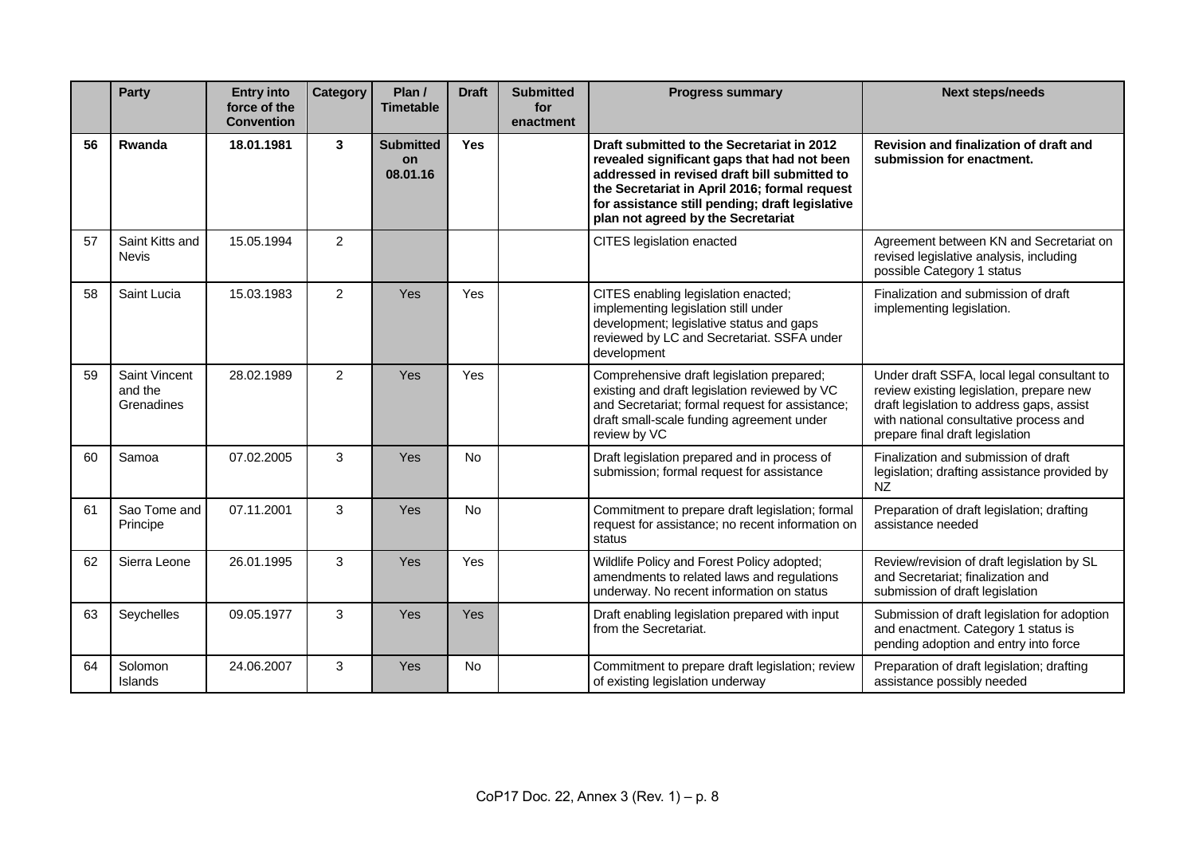|  | Party | Entry into force of the Convention | Category | Plan / Timetable | Draft | Submitted for enactment | Progress summary | Next steps/needs |
|---|---|---|---|---|---|---|---|---|
| **56** | **Rwanda** | **18.01.1981** | **3** | **Submitted on 08.01.16** | **Yes** |  | **Draft submitted to the Secretariat in 2012 revealed significant gaps that had not been addressed in revised draft bill submitted to the Secretariat in April 2016; formal request for assistance still pending; draft legislative plan not agreed by the Secretariat** | **Revision and finalization of draft and submission for enactment.** |
| 57 | Saint Kitts and Nevis | 15.05.1994 | 2 |  |  |  | CITES legislation enacted | Agreement between KN and Secretariat on revised legislative analysis, including possible Category 1 status |
| 58 | Saint Lucia | 15.03.1983 | 2 | Yes | Yes |  | CITES enabling legislation enacted; implementing legislation still under development; legislative status and gaps reviewed by LC and Secretariat. SSFA under development | Finalization and submission of draft implementing legislation. |
| 59 | Saint Vincent and the Grenadines | 28.02.1989 | 2 | Yes | Yes |  | Comprehensive draft legislation prepared; existing and draft legislation reviewed by VC and Secretariat; formal request for assistance; draft small-scale funding agreement under review by VC | Under draft SSFA, local legal consultant to review existing legislation, prepare new draft legislation to address gaps, assist with national consultative process and prepare final draft legislation |
| 60 | Samoa | 07.02.2005 | 3 | Yes | No |  | Draft legislation prepared and in process of submission; formal request for assistance | Finalization and submission of draft legislation; drafting assistance provided by NZ |
| 61 | Sao Tome and Principe | 07.11.2001 | 3 | Yes | No |  | Commitment to prepare draft legislation; formal request for assistance; no recent information on status | Preparation of draft legislation; drafting assistance needed |
| 62 | Sierra Leone | 26.01.1995 | 3 | Yes | Yes |  | Wildlife Policy and Forest Policy adopted; amendments to related laws and regulations underway. No recent information on status | Review/revision of draft legislation by SL and Secretariat; finalization and submission of draft legislation |
| 63 | Seychelles | 09.05.1977 | 3 | Yes | Yes |  | Draft enabling legislation prepared with input from the Secretariat. | Submission of draft legislation for adoption and enactment. Category 1 status is pending adoption and entry into force |
| 64 | Solomon Islands | 24.06.2007 | 3 | Yes | No |  | Commitment to prepare draft legislation; review of existing legislation underway | Preparation of draft legislation; drafting assistance possibly needed |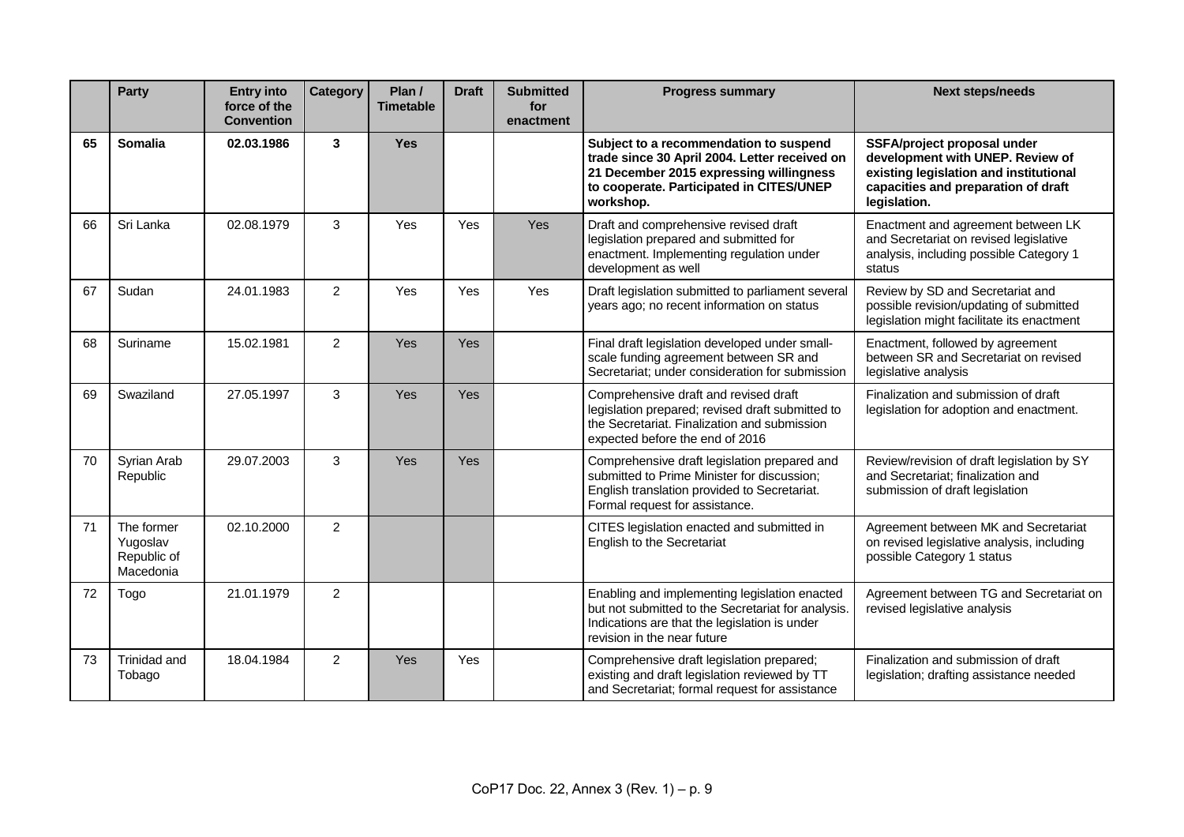| | Party | Entry into force of the Convention | Category | Plan / Timetable | Draft | Submitted for enactment | Progress summary | Next steps/needs |
|---|---|---|---|---|---|---|---|---|
| **65** | **Somalia** | **02.03.1986** | **3** | **Yes** | | | **Subject to a recommendation to suspend trade since 30 April 2004. Letter received on 21 December 2015 expressing willingness to cooperate. Participated in CITES/UNEP workshop.** | **SSFA/project proposal under development with UNEP. Review of existing legislation and institutional capacities and preparation of draft legislation.** |
| 66 | Sri Lanka | 02.08.1979 | 3 | Yes | Yes | Yes | Draft and comprehensive revised draft legislation prepared and submitted for enactment. Implementing regulation under development as well | Enactment and agreement between LK and Secretariat on revised legislative analysis, including possible Category 1 status |
| 67 | Sudan | 24.01.1983 | 2 | Yes | Yes | Yes | Draft legislation submitted to parliament several years ago; no recent information on status | Review by SD and Secretariat and possible revision/updating of submitted legislation might facilitate its enactment |
| 68 | Suriname | 15.02.1981 | 2 | Yes | Yes | | Final draft legislation developed under small-scale funding agreement between SR and Secretariat; under consideration for submission | Enactment, followed by agreement between SR and Secretariat on revised legislative analysis |
| 69 | Swaziland | 27.05.1997 | 3 | Yes | Yes | | Comprehensive draft and revised draft legislation prepared; revised draft submitted to the Secretariat. Finalization and submission expected before the end of 2016 | Finalization and submission of draft legislation for adoption and enactment. |
| 70 | Syrian Arab Republic | 29.07.2003 | 3 | Yes | Yes | | Comprehensive draft legislation prepared and submitted to Prime Minister for discussion; English translation provided to Secretariat. Formal request for assistance. | Review/revision of draft legislation by SY and Secretariat; finalization and submission of draft legislation |
| 71 | The former Yugoslav Republic of Macedonia | 02.10.2000 | 2 | | | | CITES legislation enacted and submitted in English to the Secretariat | Agreement between MK and Secretariat on revised legislative analysis, including possible Category 1 status |
| 72 | Togo | 21.01.1979 | 2 | | | | Enabling and implementing legislation enacted but not submitted to the Secretariat for analysis. Indications are that the legislation is under revision in the near future | Agreement between TG and Secretariat on revised legislative analysis |
| 73 | Trinidad and Tobago | 18.04.1984 | 2 | Yes | Yes | | Comprehensive draft legislation prepared; existing and draft legislation reviewed by TT and Secretariat; formal request for assistance | Finalization and submission of draft legislation; drafting assistance needed |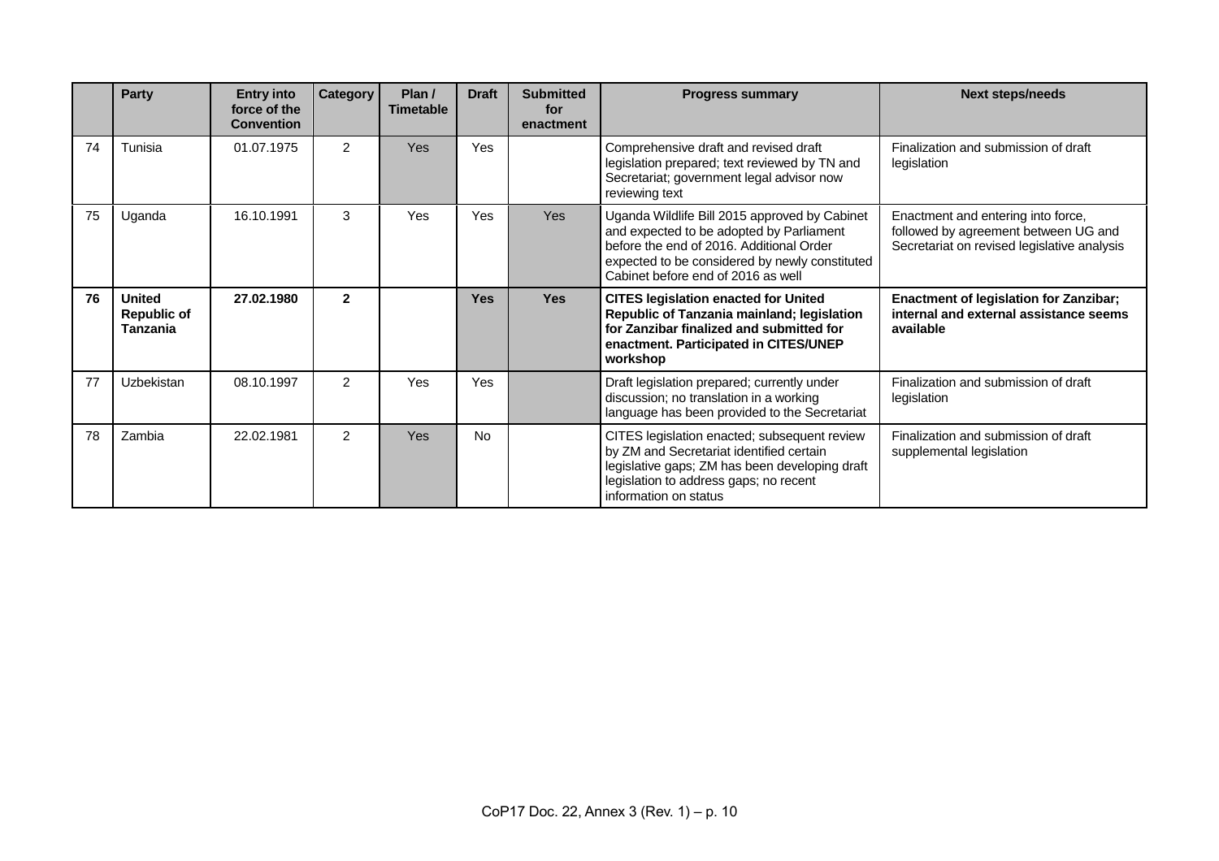| | Party | Entry into force of the Convention | Category | Plan / Timetable | Draft | Submitted for enactment | Progress summary | Next steps/needs |
|---|---|---|---|---|---|---|---|---|
| 74 | Tunisia | 01.07.1975 | 2 | Yes | Yes | | Comprehensive draft and revised draft legislation prepared; text reviewed by TN and Secretariat; government legal advisor now reviewing text | Finalization and submission of draft legislation |
| 75 | Uganda | 16.10.1991 | 3 | Yes | Yes | Yes | Uganda Wildlife Bill 2015 approved by Cabinet and expected to be adopted by Parliament before the end of 2016. Additional Order expected to be considered by newly constituted Cabinet before end of 2016 as well | Enactment and entering into force, followed by agreement between UG and Secretariat on revised legislative analysis |
| **76** | **United Republic of Tanzania** | **27.02.1980** | **2** | | **Yes** | **Yes** | **CITES legislation enacted for United Republic of Tanzania mainland; legislation for Zanzibar finalized and submitted for enactment. Participated in CITES/UNEP workshop** | **Enactment of legislation for Zanzibar; internal and external assistance seems available** |
| 77 | Uzbekistan | 08.10.1997 | 2 | Yes | Yes | | Draft legislation prepared; currently under discussion; no translation in a working language has been provided to the Secretariat | Finalization and submission of draft legislation |
| 78 | Zambia | 22.02.1981 | 2 | Yes | No | | CITES legislation enacted; subsequent review by ZM and Secretariat identified certain legislative gaps; ZM has been developing draft legislation to address gaps; no recent information on status | Finalization and submission of draft supplemental legislation |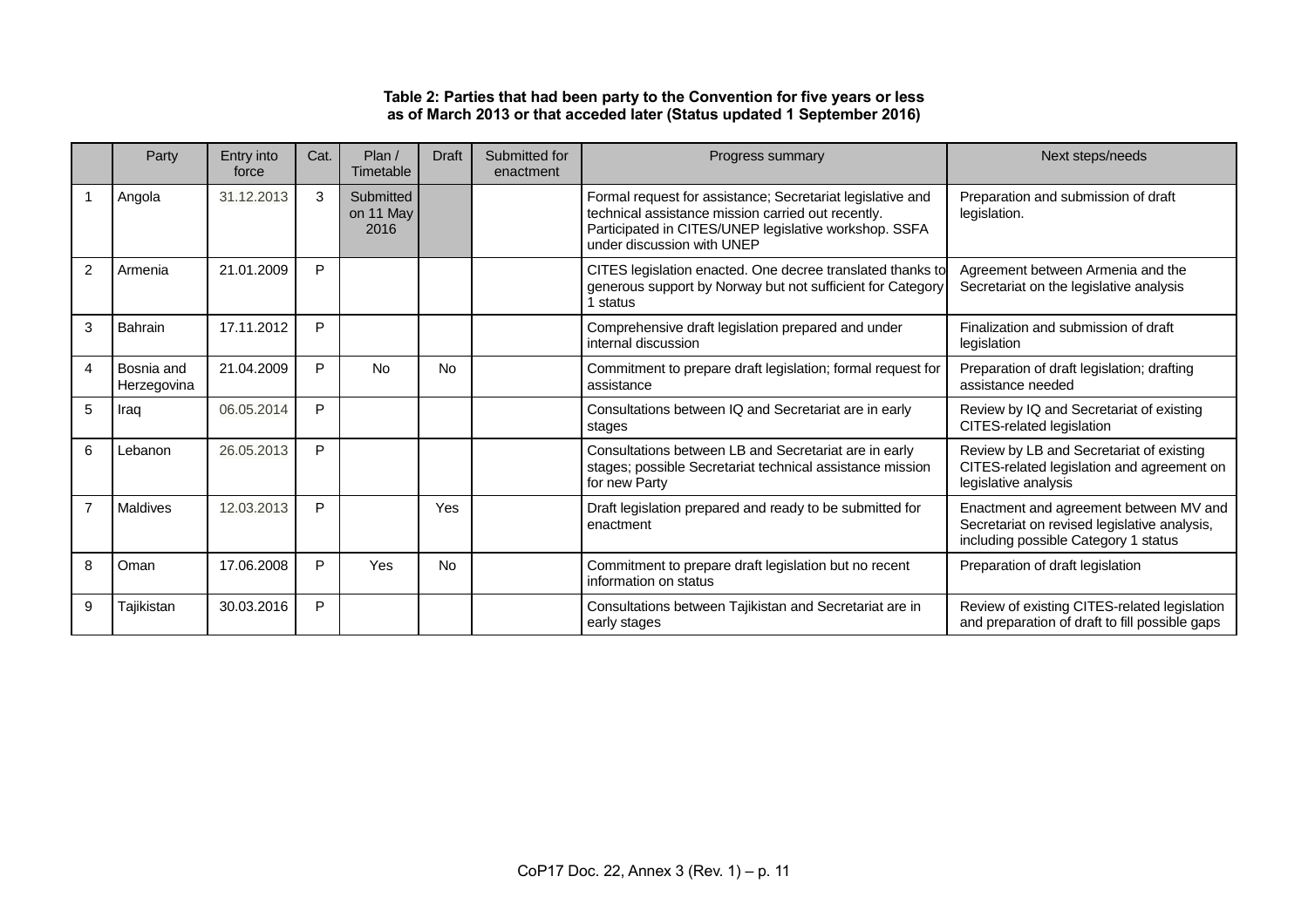**Table 2: Parties that had been party to the Convention for five years or less as of March 2013 or that acceded later (Status updated 1 September 2016)**

| | Party | Entry into force | Cat. | Plan / Timetable | Draft | Submitted for enactment | Progress summary | Next steps/needs |
|---|---|---|---|---|---|---|---|---|
| 1 | Angola | 31.12.2013 | 3 | Submitted on 11 May 2016 | | | Formal request for assistance; Secretariat legislative and technical assistance mission carried out recently. Participated in CITES/UNEP legislative workshop. SSFA under discussion with UNEP | Preparation and submission of draft legislation. |
| 2 | Armenia | 21.01.2009 | P | | | | CITES legislation enacted. One decree translated thanks to generous support by Norway but not sufficient for Category 1 status | Agreement between Armenia and the Secretariat on the legislative analysis |
| 3 | Bahrain | 17.11.2012 | P | | | | Comprehensive draft legislation prepared and under internal discussion | Finalization and submission of draft legislation |
| 4 | Bosnia and Herzegovina | 21.04.2009 | P | No | No | | Commitment to prepare draft legislation; formal request for assistance | Preparation of draft legislation; drafting assistance needed |
| 5 | Iraq | 06.05.2014 | P | | | | Consultations between IQ and Secretariat are in early stages | Review by IQ and Secretariat of existing CITES-related legislation |
| 6 | Lebanon | 26.05.2013 | P | | | | Consultations between LB and Secretariat are in early stages; possible Secretariat technical assistance mission for new Party | Review by LB and Secretariat of existing CITES-related legislation and agreement on legislative analysis |
| 7 | Maldives | 12.03.2013 | P | | Yes | | Draft legislation prepared and ready to be submitted for enactment | Enactment and agreement between MV and Secretariat on revised legislative analysis, including possible Category 1 status |
| 8 | Oman | 17.06.2008 | P | Yes | No | | Commitment to prepare draft legislation but no recent information on status | Preparation of draft legislation |
| 9 | Tajikistan | 30.03.2016 | P | | | | Consultations between Tajikistan and Secretariat are in early stages | Review of existing CITES-related legislation and preparation of draft to fill possible gaps |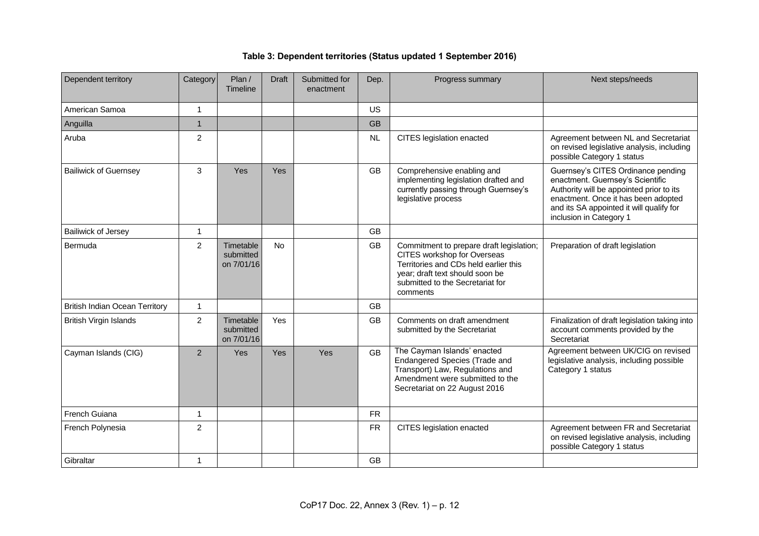**Table 3: Dependent territories (Status updated 1 September 2016)**

| Dependent territory | Category | Plan / Timeline | Draft | Submitted for enactment | Dep. | Progress summary | Next steps/needs |
|---|---|---|---|---|---|---|---|
| American Samoa | 1 | | | | US | | |
| Anguilla | 1 | | | | GB | | |
| Aruba | 2 | | | | NL | CITES legislation enacted | Agreement between NL and Secretariat on revised legislative analysis, including possible Category 1 status |
| Bailiwick of Guernsey | 3 | Yes | Yes | | GB | Comprehensive enabling and implementing legislation drafted and currently passing through Guernsey's legislative process | Guernsey's CITES Ordinance pending enactment. Guernsey's Scientific Authority will be appointed prior to its enactment. Once it has been adopted and its SA appointed it will qualify for inclusion in Category 1 |
| Bailiwick of Jersey | 1 | | | | GB | | |
| Bermuda | 2 | Timetable submitted on 7/01/16 | No | | GB | Commitment to prepare draft legislation; CITES workshop for Overseas Territories and CDs held earlier this year; draft text should soon be submitted to the Secretariat for comments | Preparation of draft legislation |
| British Indian Ocean Territory | 1 | | | | GB | | |
| British Virgin Islands | 2 | Timetable submitted on 7/01/16 | Yes | | GB | Comments on draft amendment submitted by the Secretariat | Finalization of draft legislation taking into account comments provided by the Secretariat |
| Cayman Islands (CIG) | 2 | Yes | Yes | Yes | GB | The Cayman Islands' enacted Endangered Species (Trade and Transport) Law, Regulations and Amendment were submitted to the Secretariat on 22 August 2016 | Agreement between UK/CIG on revised legislative analysis, including possible Category 1 status |
| French Guiana | 1 | | | | FR | | |
| French Polynesia | 2 | | | | FR | CITES legislation enacted | Agreement between FR and Secretariat on revised legislative analysis, including possible Category 1 status |
| Gibraltar | 1 | | | | GB | | |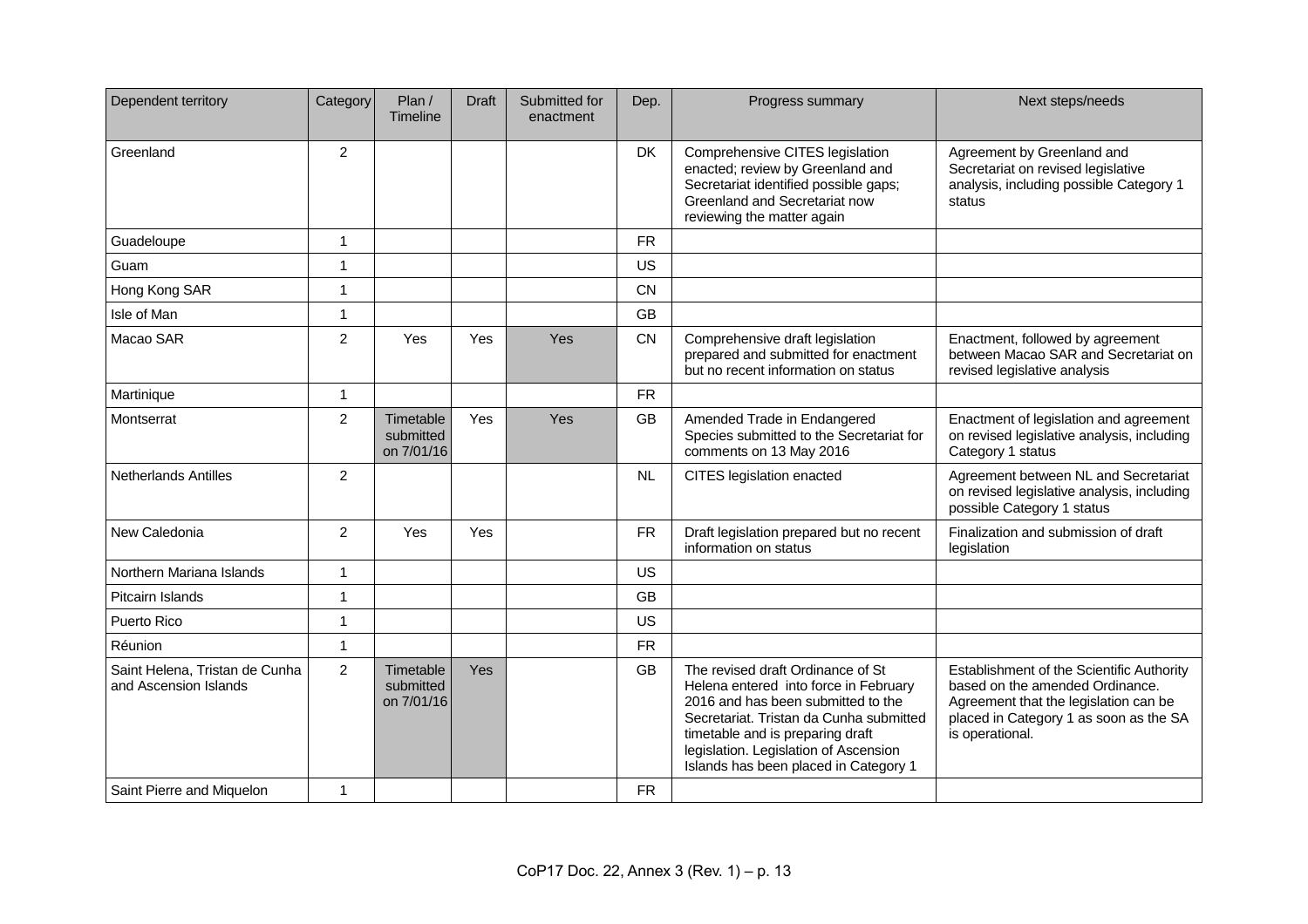| Dependent territory | Category | Plan / Timeline | Draft | Submitted for enactment | Dep. | Progress summary | Next steps/needs |
|---|---|---|---|---|---|---|---|
| Greenland | 2 | | | | DK | Comprehensive CITES legislation enacted; review by Greenland and Secretariat identified possible gaps; Greenland and Secretariat now reviewing the matter again | Agreement by Greenland and Secretariat on revised legislative analysis, including possible Category 1 status |
| Guadeloupe | 1 | | | | FR | | |
| Guam | 1 | | | | US | | |
| Hong Kong SAR | 1 | | | | CN | | |
| Isle of Man | 1 | | | | GB | | |
| Macao SAR | 2 | Yes | Yes | Yes | CN | Comprehensive draft legislation prepared and submitted for enactment but no recent information on status | Enactment, followed by agreement between Macao SAR and Secretariat on revised legislative analysis |
| Martinique | 1 | | | | FR | | |
| Montserrat | 2 | Timetable submitted on 7/01/16 | Yes | Yes | GB | Amended Trade in Endangered Species submitted to the Secretariat for comments on 13 May 2016 | Enactment of legislation and agreement on revised legislative analysis, including Category 1 status |
| Netherlands Antilles | 2 | | | | NL | CITES legislation enacted | Agreement between NL and Secretariat on revised legislative analysis, including possible Category 1 status |
| New Caledonia | 2 | Yes | Yes | | FR | Draft legislation prepared but no recent information on status | Finalization and submission of draft legislation |
| Northern Mariana Islands | 1 | | | | US | | |
| Pitcairn Islands | 1 | | | | GB | | |
| Puerto Rico | 1 | | | | US | | |
| Réunion | 1 | | | | FR | | |
| Saint Helena, Tristan de Cunha and Ascension Islands | 2 | Timetable submitted on 7/01/16 | Yes | | GB | The revised draft Ordinance of St Helena entered into force in February 2016 and has been submitted to the Secretariat. Tristan da Cunha submitted timetable and is preparing draft legislation. Legislation of Ascension Islands has been placed in Category 1 | Establishment of the Scientific Authority based on the amended Ordinance. Agreement that the legislation can be placed in Category 1 as soon as the SA is operational. |
| Saint Pierre and Miquelon | 1 | | | | FR | | |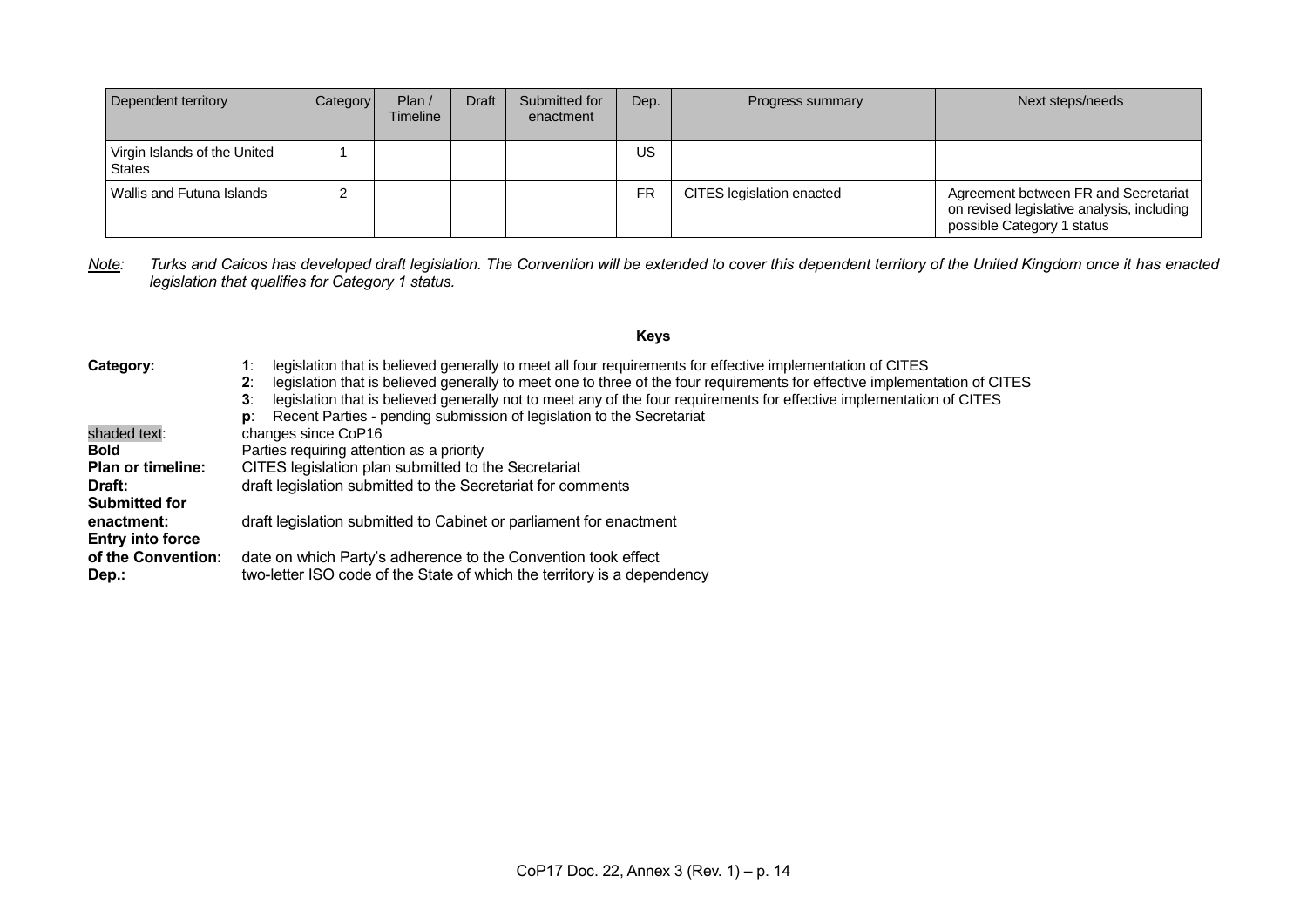| Dependent territory | Category | Plan / Timeline | Draft | Submitted for enactment | Dep. | Progress summary | Next steps/needs |
|---|---|---|---|---|---|---|---|
| Virgin Islands of the United States | 1 | | | | US | | |
| Wallis and Futuna Islands | 2 | | | | FR | CITES legislation enacted | Agreement between FR and Secretariat on revised legislative analysis, including possible Category 1 status |

*Note: Turks and Caicos has developed draft legislation. The Convention will be extended to cover this dependent territory of the United Kingdom once it has enacted legislation that qualifies for Category 1 status.*

**Keys**

**Category:**

- **1**: legislation that is believed generally to meet all four requirements for effective implementation of CITES
- **2**: legislation that is believed generally to meet one to three of the four requirements for effective implementation of CITES
- **3**: legislation that is believed generally not to meet any of the four requirements for effective implementation of CITES
- **p**: Recent Parties - pending submission of legislation to the Secretariat

shaded text: changes since CoP16

**Bold** Parties requiring attention as a priority

**Plan or timeline:** CITES legislation plan submitted to the Secretariat

**Draft:** draft legislation submitted to the Secretariat for comments

**Submitted for enactment:** draft legislation submitted to Cabinet or parliament for enactment

**Entry into force of the Convention:** date on which Party's adherence to the Convention took effect

**Dep.:** two-letter ISO code of the State of which the territory is a dependency